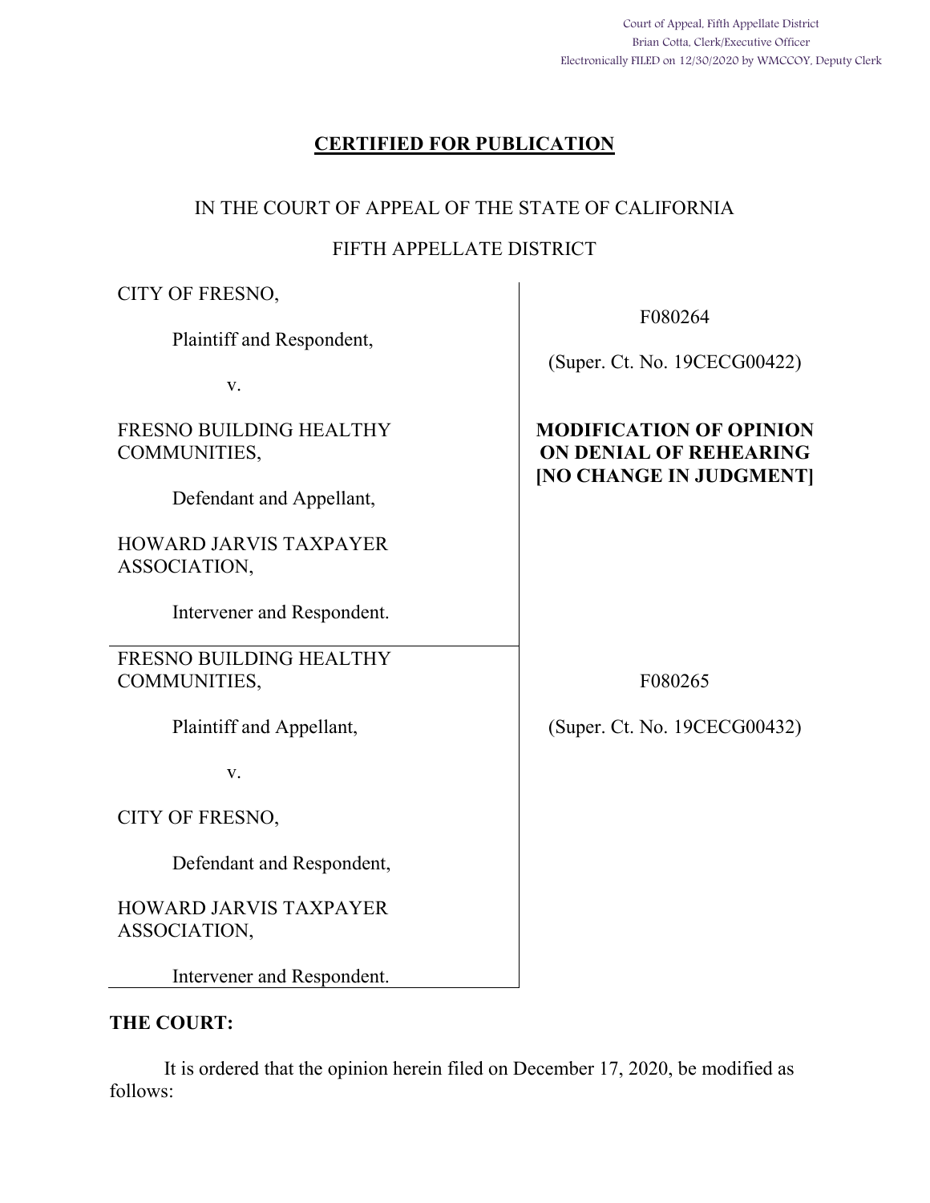Court of Appeal, Fifth Appellate District
Brian Cotta, Clerk/Executive Officer
Electronically FILED on 12/30/2020 by WMCCOY, Deputy Clerk

**CERTIFIED FOR PUBLICATION**

IN THE COURT OF APPEAL OF THE STATE OF CALIFORNIA

FIFTH APPELLATE DISTRICT

| | |
|---|---|
| CITY OF FRESNO,<br><br>Plaintiff and Respondent,<br><br>v.<br><br>FRESNO BUILDING HEALTHY COMMUNITIES,<br><br>Defendant and Appellant,<br><br>HOWARD JARVIS TAXPAYER ASSOCIATION,<br><br>Intervener and Respondent. | F080264<br><br>(Super. Ct. No. 19CECG00422)<br><br>**MODIFICATION OF OPINION ON DENIAL OF REHEARING [NO CHANGE IN JUDGMENT]** |
| FRESNO BUILDING HEALTHY COMMUNITIES,<br><br>Plaintiff and Appellant,<br><br>v.<br><br>CITY OF FRESNO,<br><br>Defendant and Respondent,<br><br>HOWARD JARVIS TAXPAYER ASSOCIATION,<br><br>Intervener and Respondent. | F080265<br><br>(Super. Ct. No. 19CECG00432) |

**THE COURT:**

It is ordered that the opinion herein filed on December 17, 2020, be modified as follows: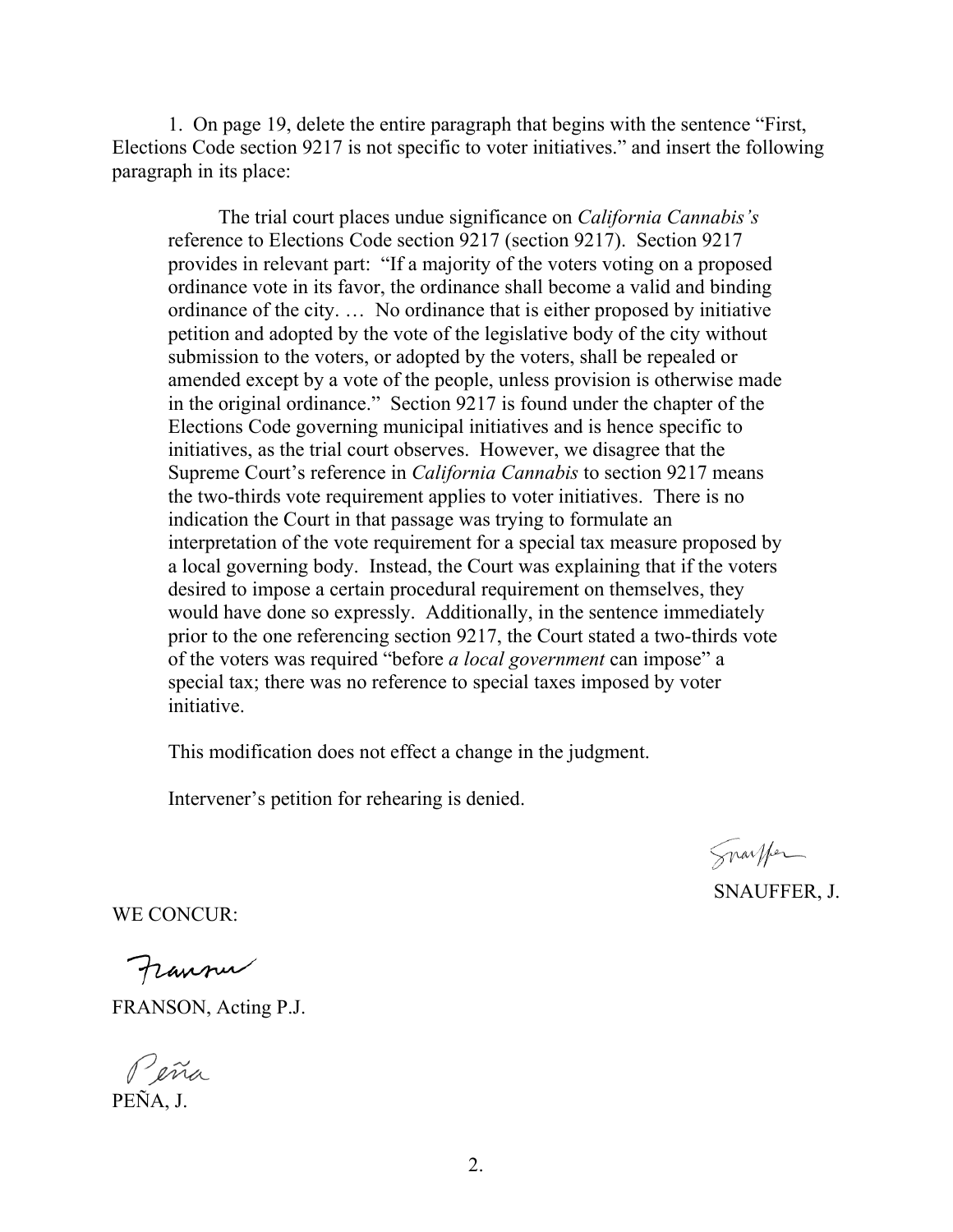1. On page 19, delete the entire paragraph that begins with the sentence "First, Elections Code section 9217 is not specific to voter initiatives." and insert the following paragraph in its place:

> The trial court places undue significance on *California Cannabis's* reference to Elections Code section 9217 (section 9217). Section 9217 provides in relevant part: "If a majority of the voters voting on a proposed ordinance vote in its favor, the ordinance shall become a valid and binding ordinance of the city. … No ordinance that is either proposed by initiative petition and adopted by the vote of the legislative body of the city without submission to the voters, or adopted by the voters, shall be repealed or amended except by a vote of the people, unless provision is otherwise made in the original ordinance." Section 9217 is found under the chapter of the Elections Code governing municipal initiatives and is hence specific to initiatives, as the trial court observes. However, we disagree that the Supreme Court's reference in *California Cannabis* to section 9217 means the two-thirds vote requirement applies to voter initiatives. There is no indication the Court in that passage was trying to formulate an interpretation of the vote requirement for a special tax measure proposed by a local governing body. Instead, the Court was explaining that if the voters desired to impose a certain procedural requirement on themselves, they would have done so expressly. Additionally, in the sentence immediately prior to the one referencing section 9217, the Court stated a two-thirds vote of the voters was required "before *a local government* can impose" a special tax; there was no reference to special taxes imposed by voter initiative.

This modification does not effect a change in the judgment.

Intervener's petition for rehearing is denied.

SNAUFFER, J.

WE CONCUR:

FRANSON, Acting P.J.

PEÑA, J.